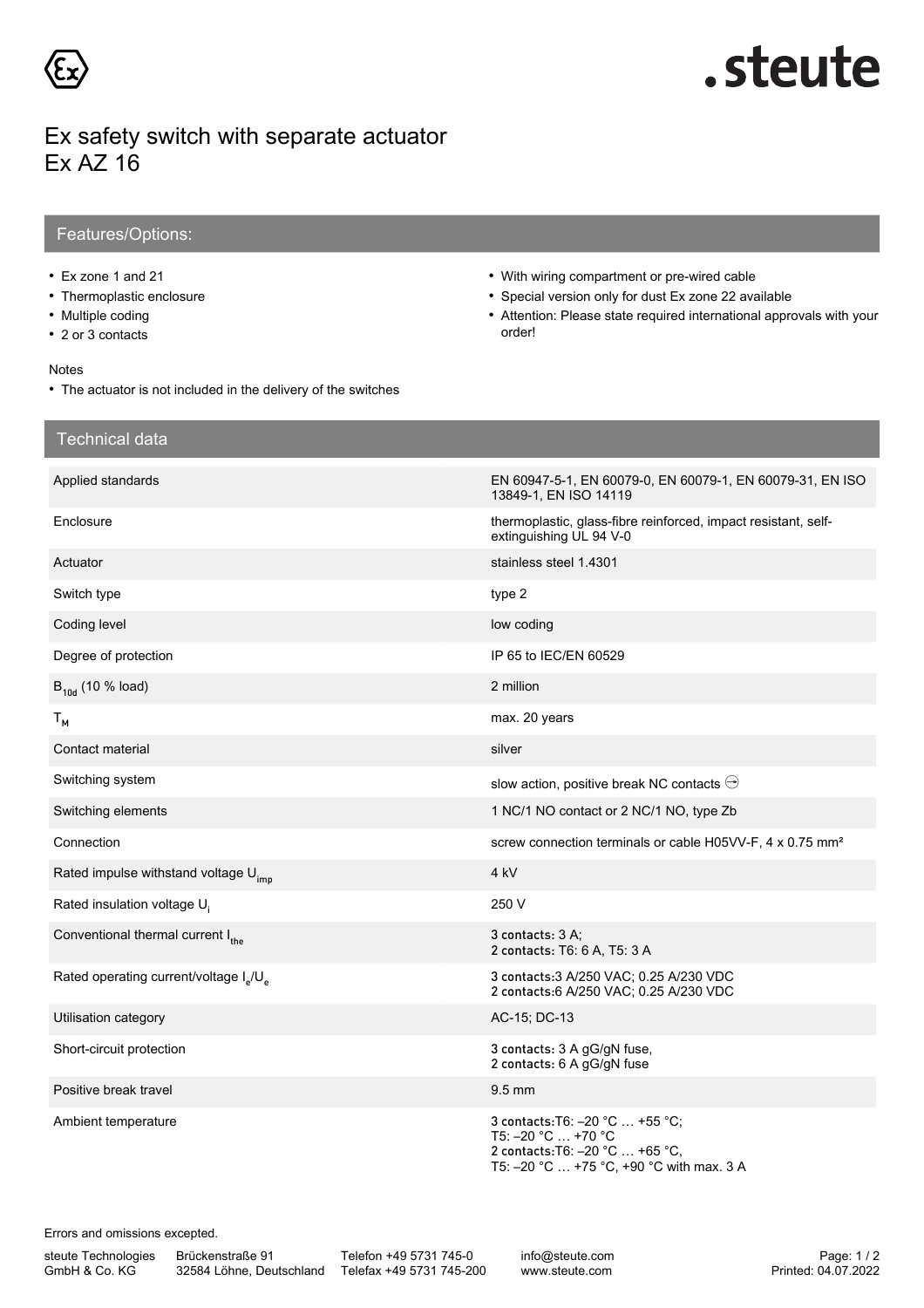# Ex safety switch with separate actuator
# Ex AZ 16

## Features/Options:

- Ex zone 1 and 21
- Thermoplastic enclosure
- Multiple coding
- 2 or 3 contacts
- With wiring compartment or pre-wired cable
- Special version only for dust Ex zone 22 available
- Attention: Please state required international approvals with your order!

Notes

- The actuator is not included in the delivery of the switches

## Technical data

| | |
|---|---|
| Applied standards | EN 60947-5-1, EN 60079-0, EN 60079-1, EN 60079-31, EN ISO 13849-1, EN ISO 14119 |
| Enclosure | thermoplastic, glass-fibre reinforced, impact resistant, self-extinguishing UL 94 V-0 |
| Actuator | stainless steel 1.4301 |
| Switch type | type 2 |
| Coding level | low coding |
| Degree of protection | IP 65 to IEC/EN 60529 |
| $B_{10d}$ (10 % load) | 2 million |
| $T_M$ | max. 20 years |
| Contact material | silver |
| Switching system | slow action, positive break NC contacts ⊖ |
| Switching elements | 1 NC/1 NO contact or 2 NC/1 NO, type Zb |
| Connection | screw connection terminals or cable H05VV-F, 4 x 0.75 mm² |
| Rated impulse withstand voltage $U_{imp}$ | 4 kV |
| Rated insulation voltage $U_i$ | 250 V |
| Conventional thermal current $I_{the}$ | 3 contacts: 3 A;<br>2 contacts: T6: 6 A, T5: 3 A |
| Rated operating current/voltage $I_e/U_e$ | 3 contacts:3 A/250 VAC; 0.25 A/230 VDC<br>2 contacts:6 A/250 VAC; 0.25 A/230 VDC |
| Utilisation category | AC-15; DC-13 |
| Short-circuit protection | 3 contacts: 3 A gG/gN fuse,<br>2 contacts: 6 A gG/gN fuse |
| Positive break travel | 9.5 mm |
| Ambient temperature | 3 contacts:T6: –20 °C … +55 °C;<br>T5: –20 °C … +70 °C<br>2 contacts:T6: –20 °C … +65 °C,<br>T5: –20 °C … +75 °C, +90 °C with max. 3 A |

Errors and omissions excepted.

steute Technologies GmbH & Co. KG | Brückenstraße 91, 32584 Löhne, Deutschland | Telefon +49 5731 745-0 | Telefax +49 5731 745-200 | info@steute.com | www.steute.com

Printed: 04.07.2022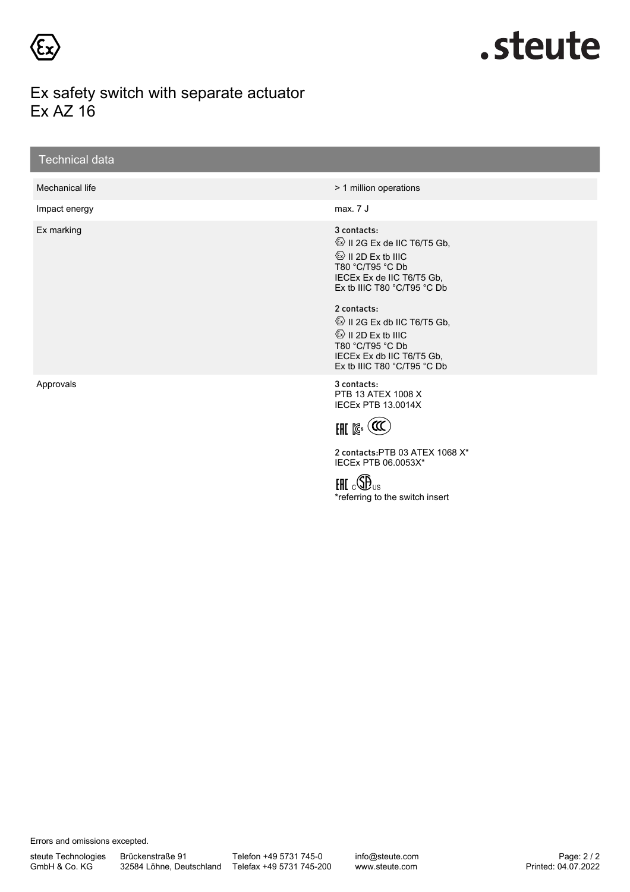# Ex safety switch with separate actuator
# Ex AZ 16

## Technical data

| | |
|---|---|
| Mechanical life | > 1 million operations |
| Impact energy | max. 7 J |
| Ex marking | 3 contacts:<br>Ex II 2G Ex de IIC T6/T5 Gb,<br>Ex II 2D Ex tb IIIC<br>T80 °C/T95 °C Db<br>IECEx Ex de IIC T6/T5 Gb,<br>Ex tb IIIC T80 °C/T95 °C Db<br><br>2 contacts:<br>Ex II 2G Ex db IIC T6/T5 Gb,<br>Ex II 2D Ex tb IIIC<br>T80 °C/T95 °C Db<br>IECEx Ex db IIC T6/T5 Gb,<br>Ex tb IIIC T80 °C/T95 °C Db |
| Approvals | 3 contacts:<br>PTB 13 ATEX 1008 X<br>IECEx PTB 13.0014X<br><br>EAC KCs CCC<br><br>2 contacts:PTB 03 ATEX 1068 X*<br>IECEx PTB 06.0053X*<br><br>EAC cSAus<br>*referring to the switch insert |

Errors and omissions excepted.

steute Technologies GmbH & Co. KG | Brückenstraße 91, 32584 Löhne, Deutschland | Telefon +49 5731 745-0 | Telefax +49 5731 745-200 | info@steute.com | www.steute.com

Printed: 04.07.2022